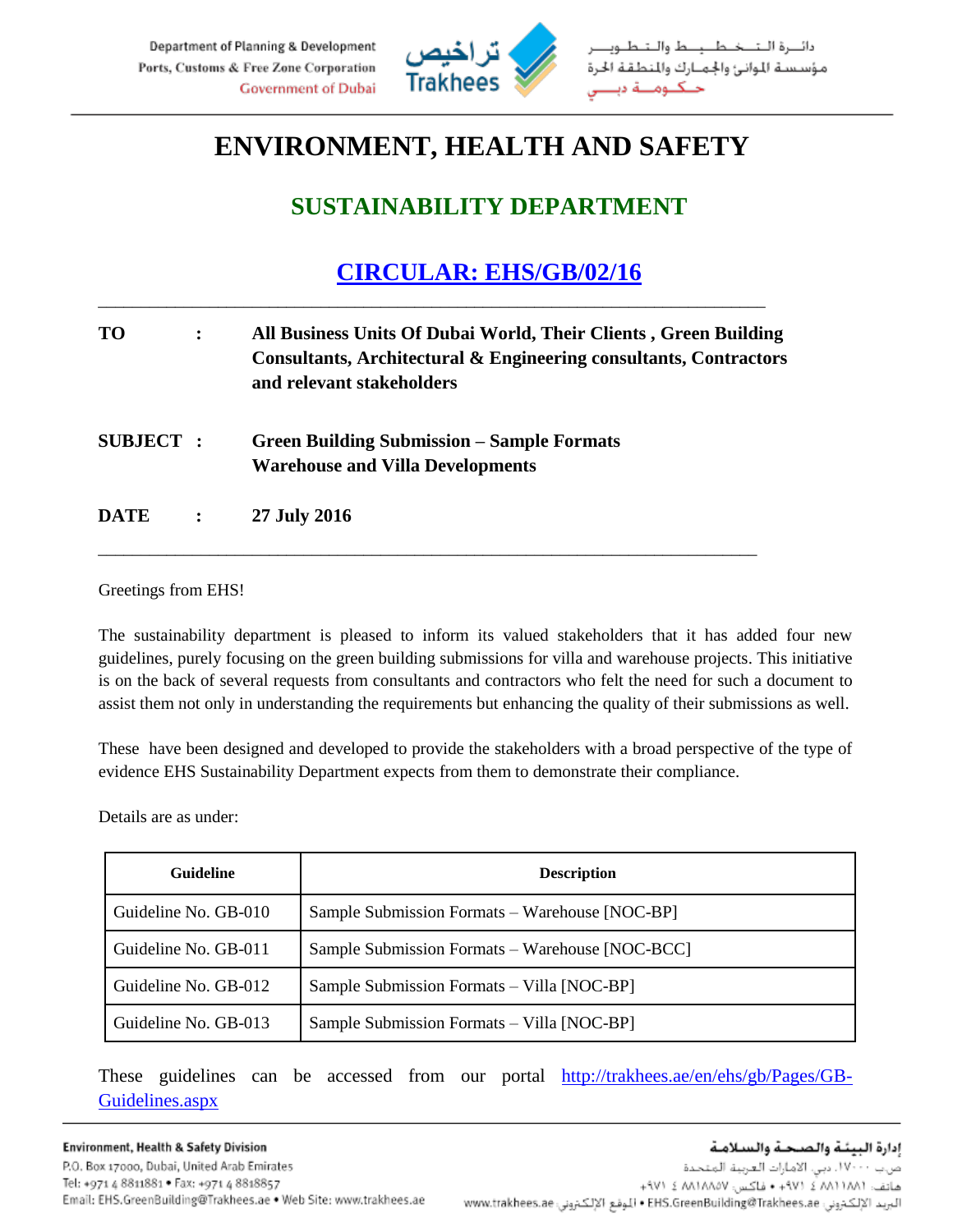# ENVIRONMENT, HEALTH AND SAFETY

## SUSTAINABILITY DEPARTMENT

## CIRCULAR: EHS/GB/02/16

| | | |
|---|---|---|
| **TO** | **:** | **All Business Units Of Dubai World, Their Clients , Green Building Consultants, Architectural & Engineering consultants, Contractors and relevant stakeholders** |
| **SUBJECT** | **:** | **Green Building Submission – Sample Formats Warehouse and Villa Developments** |
| **DATE** | **:** | **27 July 2016** |

Greetings from EHS!

The sustainability department is pleased to inform its valued stakeholders that it has added four new guidelines, purely focusing on the green building submissions for villa and warehouse projects. This initiative is on the back of several requests from consultants and contractors who felt the need for such a document to assist them not only in understanding the requirements but enhancing the quality of their submissions as well.

These have been designed and developed to provide the stakeholders with a broad perspective of the type of evidence EHS Sustainability Department expects from them to demonstrate their compliance.

Details are as under:

| Guideline | Description |
|---|---|
| Guideline No. GB-010 | Sample Submission Formats – Warehouse [NOC-BP] |
| Guideline No. GB-011 | Sample Submission Formats – Warehouse [NOC-BCC] |
| Guideline No. GB-012 | Sample Submission Formats – Villa [NOC-BP] |
| Guideline No. GB-013 | Sample Submission Formats – Villa [NOC-BP] |

These guidelines can be accessed from our portal http://trakhees.ae/en/ehs/gb/Pages/GB-Guidelines.aspx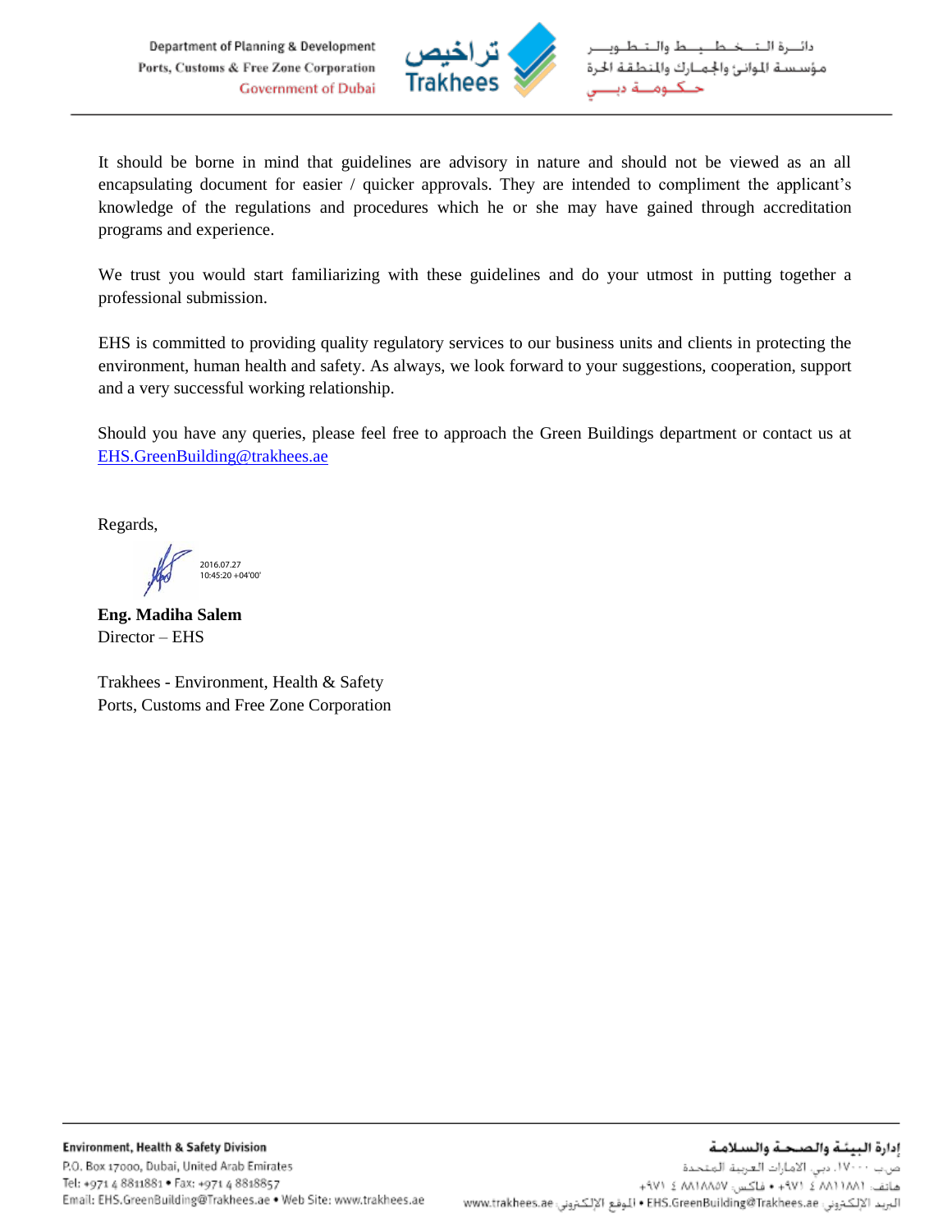It should be borne in mind that guidelines are advisory in nature and should not be viewed as an all encapsulating document for easier / quicker approvals. They are intended to compliment the applicant's knowledge of the regulations and procedures which he or she may have gained through accreditation programs and experience.

We trust you would start familiarizing with these guidelines and do your utmost in putting together a professional submission.

EHS is committed to providing quality regulatory services to our business units and clients in protecting the environment, human health and safety. As always, we look forward to your suggestions, cooperation, support and a very successful working relationship.

Should you have any queries, please feel free to approach the Green Buildings department or contact us at EHS.GreenBuilding@trakhees.ae

Regards,

2016.07.27
10:45:20 +04'00'

**Eng. Madiha Salem**
Director – EHS

Trakhees - Environment, Health & Safety
Ports, Customs and Free Zone Corporation